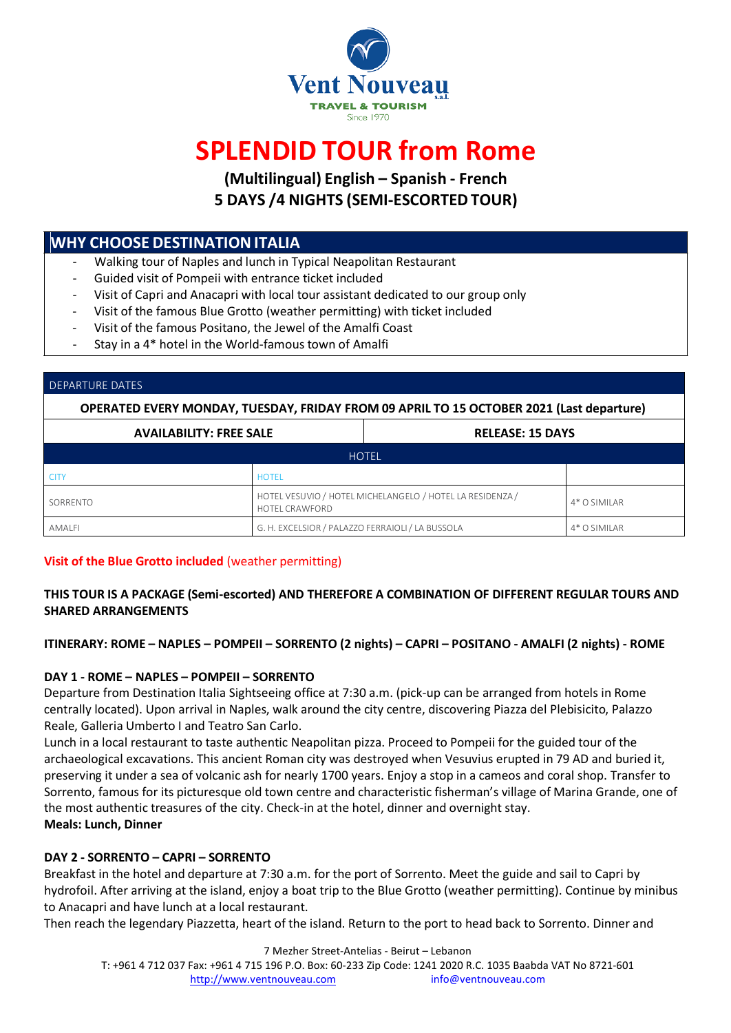Vent Nouveau
TRAVEL & TOURISM
Since 1970

# SPLENDID TOUR from Rome

**(Multilingual) English – Spanish - French**
**5 DAYS /4 NIGHTS (SEMI-ESCORTED TOUR)**

## WHY CHOOSE DESTINATION ITALIA

- Walking tour of Naples and lunch in Typical Neapolitan Restaurant
- Guided visit of Pompeii with entrance ticket included
- Visit of Capri and Anacapri with local tour assistant dedicated to our group only
- Visit of the famous Blue Grotto (weather permitting) with ticket included
- Visit of the famous Positano, the Jewel of the Amalfi Coast
- Stay in a 4* hotel in the World-famous town of Amalfi

| DEPARTURE DATES | |
|---|---|
| **OPERATED EVERY MONDAY, TUESDAY, FRIDAY FROM 09 APRIL TO 15 OCTOBER 2021 (Last departure)** | |
| **AVAILABILITY: FREE SALE** | **RELEASE: 15 DAYS** |

| HOTEL | | |
|---|---|---|
| CITY | HOTEL | |
| SORRENTO | HOTEL VESUVIO / HOTEL MICHELANGELO / HOTEL LA RESIDENZA / HOTEL CRAWFORD | 4* O SIMILAR |
| AMALFI | G. H. EXCELSIOR / PALAZZO FERRAIOLI / LA BUSSOLA | 4* O SIMILAR |

**Visit of the Blue Grotto included** (weather permitting)

**THIS TOUR IS A PACKAGE (Semi-escorted) AND THEREFORE A COMBINATION OF DIFFERENT REGULAR TOURS AND SHARED ARRANGEMENTS**

**ITINERARY: ROME – NAPLES – POMPEII – SORRENTO (2 nights) – CAPRI – POSITANO - AMALFI (2 nights) - ROME**

**DAY 1 - ROME – NAPLES – POMPEII – SORRENTO**
Departure from Destination Italia Sightseeing office at 7:30 a.m. (pick-up can be arranged from hotels in Rome centrally located). Upon arrival in Naples, walk around the city centre, discovering Piazza del Plebisicito, Palazzo Reale, Galleria Umberto I and Teatro San Carlo.
Lunch in a local restaurant to taste authentic Neapolitan pizza. Proceed to Pompeii for the guided tour of the archaeological excavations. This ancient Roman city was destroyed when Vesuvius erupted in 79 AD and buried it, preserving it under a sea of volcanic ash for nearly 1700 years. Enjoy a stop in a cameos and coral shop. Transfer to Sorrento, famous for its picturesque old town centre and characteristic fisherman's village of Marina Grande, one of the most authentic treasures of the city. Check-in at the hotel, dinner and overnight stay.
**Meals: Lunch, Dinner**

**DAY 2 - SORRENTO – CAPRI – SORRENTO**
Breakfast in the hotel and departure at 7:30 a.m. for the port of Sorrento. Meet the guide and sail to Capri by hydrofoil. After arriving at the island, enjoy a boat trip to the Blue Grotto (weather permitting). Continue by minibus to Anacapri and have lunch at a local restaurant.
Then reach the legendary Piazzetta, heart of the island. Return to the port to head back to Sorrento. Dinner and

7 Mezher Street-Antelias - Beirut – Lebanon
T: +961 4 712 037 Fax: +961 4 715 196 P.O. Box: 60-233 Zip Code: 1241 2020 R.C. 1035 Baabda VAT No 8721-601
http://www.ventnouveau.com info@ventnouveau.com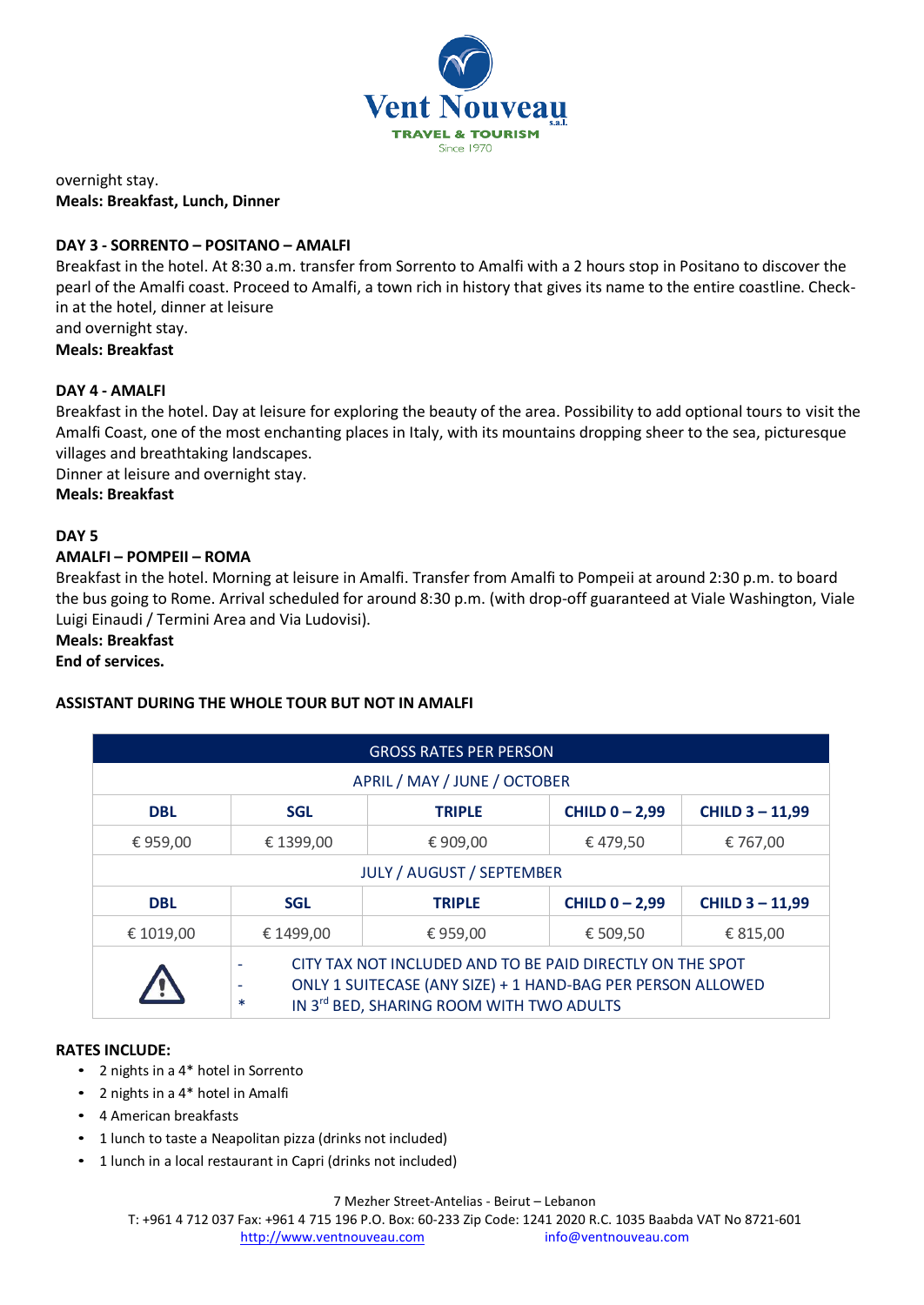overnight stay.
**Meals: Breakfast, Lunch, Dinner**

**DAY 3 - SORRENTO – POSITANO – AMALFI**
Breakfast in the hotel. At 8:30 a.m. transfer from Sorrento to Amalfi with a 2 hours stop in Positano to discover the pearl of the Amalfi coast. Proceed to Amalfi, a town rich in history that gives its name to the entire coastline. Check-in at the hotel, dinner at leisure
and overnight stay.
**Meals: Breakfast**

**DAY 4 - AMALFI**
Breakfast in the hotel. Day at leisure for exploring the beauty of the area. Possibility to add optional tours to visit the Amalfi Coast, one of the most enchanting places in Italy, with its mountains dropping sheer to the sea, picturesque villages and breathtaking landscapes.
Dinner at leisure and overnight stay.
**Meals: Breakfast**

**DAY 5**
**AMALFI – POMPEII – ROMA**
Breakfast in the hotel. Morning at leisure in Amalfi. Transfer from Amalfi to Pompeii at around 2:30 p.m. to board the bus going to Rome. Arrival scheduled for around 8:30 p.m. (with drop-off guaranteed at Viale Washington, Viale Luigi Einaudi / Termini Area and Via Ludovisi).
**Meals: Breakfast**
**End of services.**

**ASSISTANT DURING THE WHOLE TOUR BUT NOT IN AMALFI**

| GROSS RATES PER PERSON | | | | |
|---|---|---|---|---|
| APRIL / MAY / JUNE / OCTOBER | | | | |
| **DBL** | **SGL** | **TRIPLE** | **CHILD 0 – 2,99** | **CHILD 3 – 11,99** |
| € 959,00 | € 1399,00 | € 909,00 | € 479,50 | € 767,00 |
| JULY / AUGUST / SEPTEMBER | | | | |
| **DBL** | **SGL** | **TRIPLE** | **CHILD 0 – 2,99** | **CHILD 3 – 11,99** |
| € 1019,00 | € 1499,00 | € 959,00 | € 509,50 | € 815,00 |
| ⚠ | - CITY TAX NOT INCLUDED AND TO BE PAID DIRECTLY ON THE SPOT<br>- ONLY 1 SUITECASE (ANY SIZE) + 1 HAND-BAG PER PERSON ALLOWED<br>* IN 3rd BED, SHARING ROOM WITH TWO ADULTS | | | |

**RATES INCLUDE:**

- 2 nights in a 4* hotel in Sorrento
- 2 nights in a 4* hotel in Amalfi
- 4 American breakfasts
- 1 lunch to taste a Neapolitan pizza (drinks not included)
- 1 lunch in a local restaurant in Capri (drinks not included)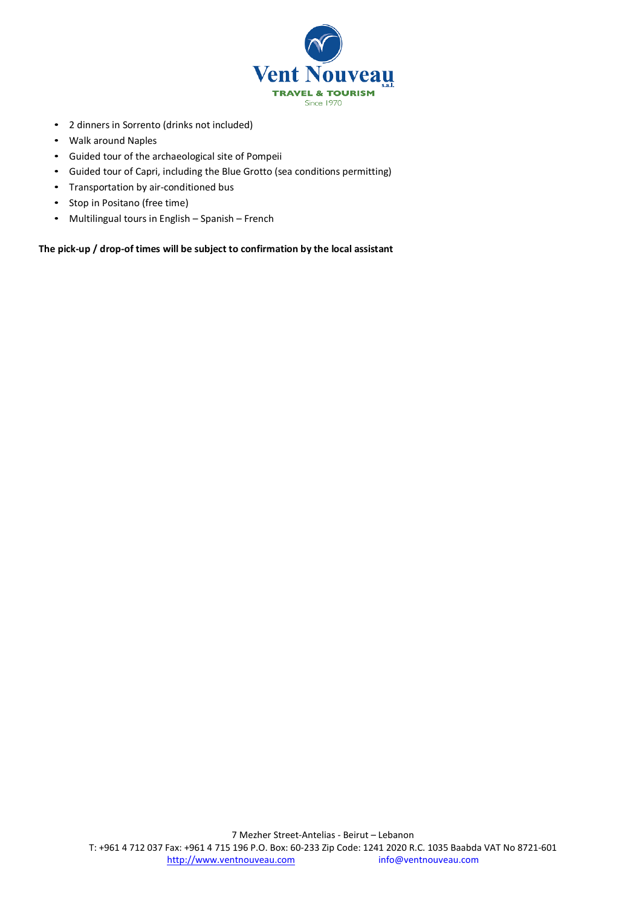- 2 dinners in Sorrento (drinks not included)
- Walk around Naples
- Guided tour of the archaeological site of Pompeii
- Guided tour of Capri, including the Blue Grotto (sea conditions permitting)
- Transportation by air-conditioned bus
- Stop in Positano (free time)
- Multilingual tours in English – Spanish – French

**The pick-up / drop-of times will be subject to confirmation by the local assistant**